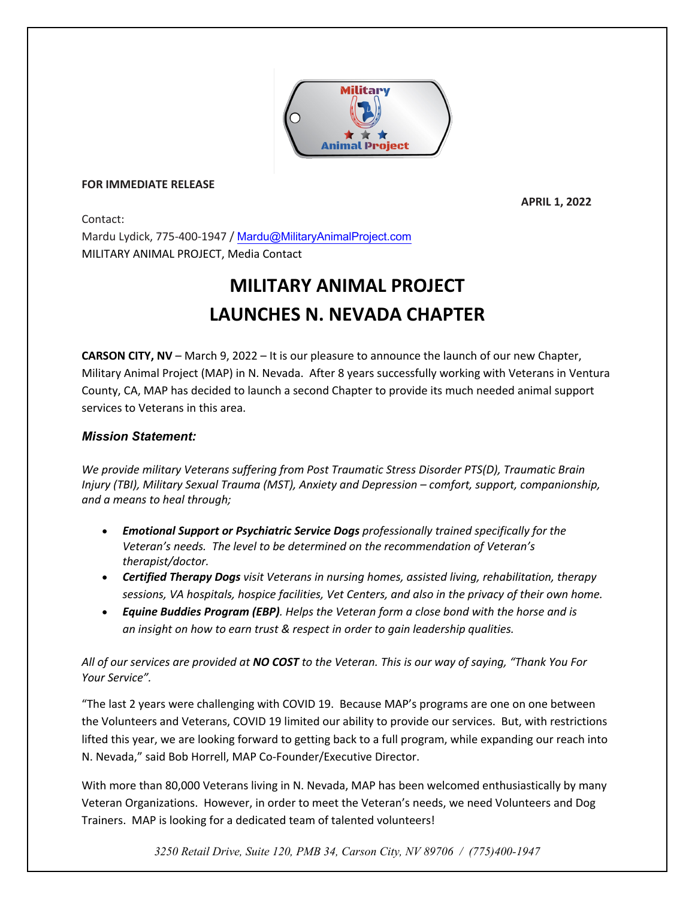**FOR IMMEDIATE RELEASE**

**APRIL 1, 2022**

Contact:
Mardu Lydick, 775-400-1947 / Mardu@MilitaryAnimalProject.com
MILITARY ANIMAL PROJECT, Media Contact

# MILITARY ANIMAL PROJECT LAUNCHES N. NEVADA CHAPTER

**CARSON CITY, NV** – March 9, 2022 – It is our pleasure to announce the launch of our new Chapter, Military Animal Project (MAP) in N. Nevada. After 8 years successfully working with Veterans in Ventura County, CA, MAP has decided to launch a second Chapter to provide its much needed animal support services to Veterans in this area.

### *Mission Statement:*

*We provide military Veterans suffering from Post Traumatic Stress Disorder PTS(D), Traumatic Brain Injury (TBI), Military Sexual Trauma (MST), Anxiety and Depression – comfort, support, companionship, and a means to heal through;*

- ***Emotional Support or Psychiatric Service Dogs*** *professionally trained specifically for the Veteran's needs. The level to be determined on the recommendation of Veteran's therapist/doctor.*
- ***Certified Therapy Dogs*** *visit Veterans in nursing homes, assisted living, rehabilitation, therapy sessions, VA hospitals, hospice facilities, Vet Centers, and also in the privacy of their own home.*
- ***Equine Buddies Program (EBP)****. Helps the Veteran form a close bond with the horse and is an insight on how to earn trust & respect in order to gain leadership qualities.*

*All of our services are provided at* ***NO COST*** *to the Veteran. This is our way of saying, "Thank You For Your Service".*

"The last 2 years were challenging with COVID 19. Because MAP's programs are one on one between the Volunteers and Veterans, COVID 19 limited our ability to provide our services. But, with restrictions lifted this year, we are looking forward to getting back to a full program, while expanding our reach into N. Nevada," said Bob Horrell, MAP Co-Founder/Executive Director.

With more than 80,000 Veterans living in N. Nevada, MAP has been welcomed enthusiastically by many Veteran Organizations. However, in order to meet the Veteran's needs, we need Volunteers and Dog Trainers. MAP is looking for a dedicated team of talented volunteers!

*3250 Retail Drive, Suite 120, PMB 34, Carson City, NV 89706 / (775)400-1947*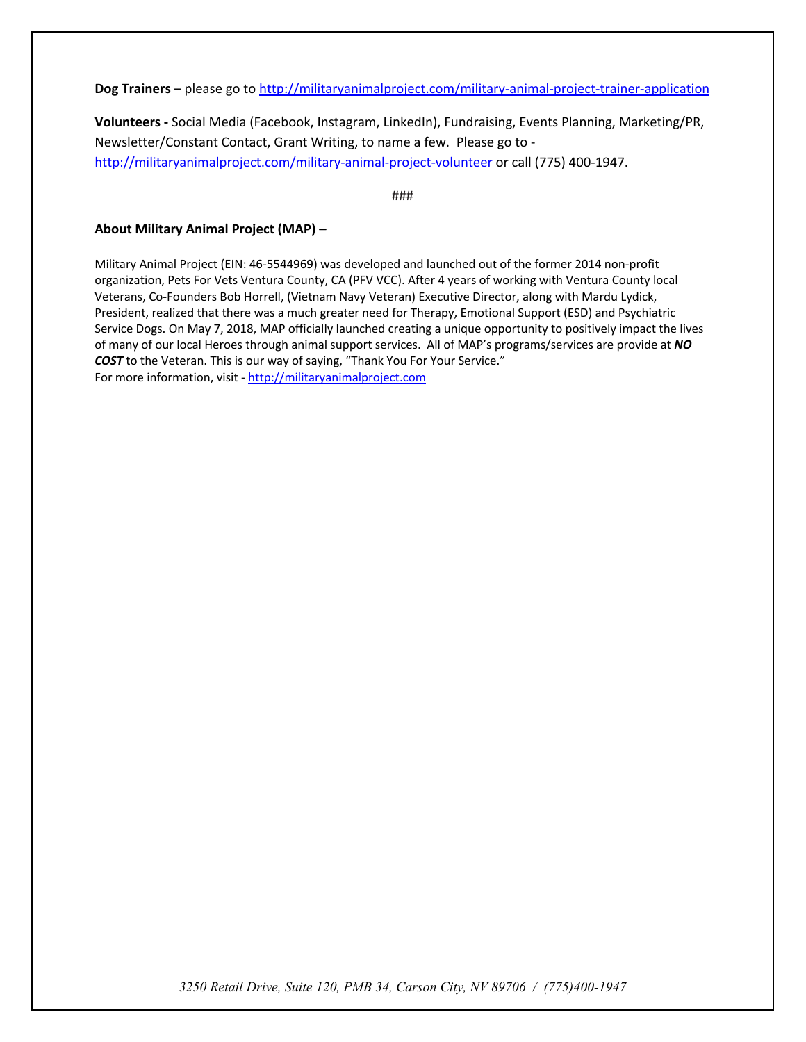**Dog Trainers** – please go to http://militaryanimalproject.com/military-animal-project-trainer-application

**Volunteers -** Social Media (Facebook, Instagram, LinkedIn), Fundraising, Events Planning, Marketing/PR, Newsletter/Constant Contact, Grant Writing, to name a few. Please go to - http://militaryanimalproject.com/military-animal-project-volunteer or call (775) 400-1947.

###

**About Military Animal Project (MAP) –**

Military Animal Project (EIN: 46-5544969) was developed and launched out of the former 2014 non-profit organization, Pets For Vets Ventura County, CA (PFV VCC). After 4 years of working with Ventura County local Veterans, Co-Founders Bob Horrell, (Vietnam Navy Veteran) Executive Director, along with Mardu Lydick, President, realized that there was a much greater need for Therapy, Emotional Support (ESD) and Psychiatric Service Dogs. On May 7, 2018, MAP officially launched creating a unique opportunity to positively impact the lives of many of our local Heroes through animal support services. All of MAP's programs/services are provide at ***NO COST*** to the Veteran. This is our way of saying, "Thank You For Your Service."
For more information, visit - http://militaryanimalproject.com

*3250 Retail Drive, Suite 120, PMB 34, Carson City, NV 89706 / (775)400-1947*